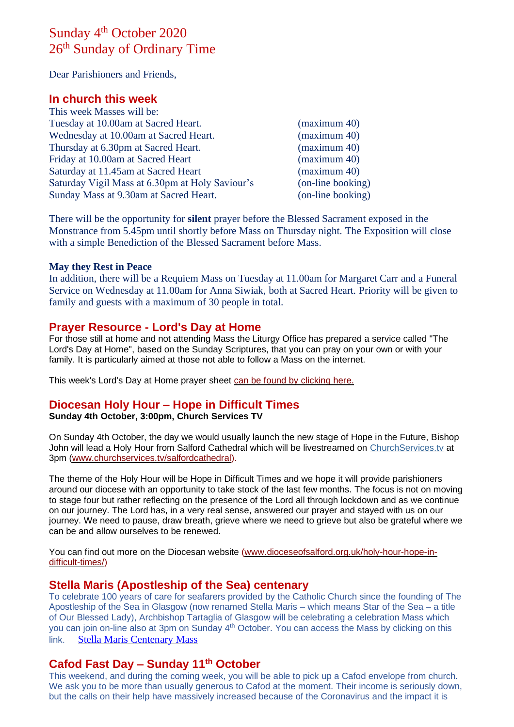# Sunday 4th October 2020
# 26th Sunday of Ordinary Time

Dear Parishioners and Friends,

## In church this week

This week Masses will be:

| | |
|---|---|
| Tuesday at 10.00am at Sacred Heart. | (maximum 40) |
| Wednesday at 10.00am at Sacred Heart. | (maximum 40) |
| Thursday at 6.30pm at Sacred Heart. | (maximum 40) |
| Friday at 10.00am at Sacred Heart | (maximum 40) |
| Saturday at 11.45am at Sacred Heart | (maximum 40) |
| Saturday Vigil Mass at 6.30pm at Holy Saviour's | (on-line booking) |
| Sunday Mass at 9.30am at Sacred Heart. | (on-line booking) |

There will be the opportunity for **silent** prayer before the Blessed Sacrament exposed in the Monstrance from 5.45pm until shortly before Mass on Thursday night. The Exposition will close with a simple Benediction of the Blessed Sacrament before Mass.

**May they Rest in Peace**

In addition, there will be a Requiem Mass on Tuesday at 11.00am for Margaret Carr and a Funeral Service on Wednesday at 11.00am for Anna Siwiak, both at Sacred Heart. Priority will be given to family and guests with a maximum of 30 people in total.

## Prayer Resource - Lord's Day at Home

For those still at home and not attending Mass the Liturgy Office has prepared a service called "The Lord's Day at Home", based on the Sunday Scriptures, that you can pray on your own or with your family. It is particularly aimed at those not able to follow a Mass on the internet.

This week's Lord's Day at Home prayer sheet can be found by clicking here.

## Diocesan Holy Hour – Hope in Difficult Times

**Sunday 4th October, 3:00pm, Church Services TV**

On Sunday 4th October, the day we would usually launch the new stage of Hope in the Future, Bishop John will lead a Holy Hour from Salford Cathedral which will be livestreamed on ChurchServices.tv at 3pm (www.churchservices.tv/salfordcathedral).

The theme of the Holy Hour will be Hope in Difficult Times and we hope it will provide parishioners around our diocese with an opportunity to take stock of the last few months. The focus is not on moving to stage four but rather reflecting on the presence of the Lord all through lockdown and as we continue on our journey. The Lord has, in a very real sense, answered our prayer and stayed with us on our journey. We need to pause, draw breath, grieve where we need to grieve but also be grateful where we can be and allow ourselves to be renewed.

You can find out more on the Diocesan website (www.dioceseofsalford.org.uk/holy-hour-hope-in-difficult-times/)

## Stella Maris (Apostleship of the Sea) centenary

To celebrate 100 years of care for seafarers provided by the Catholic Church since the founding of The Apostleship of the Sea in Glasgow (now renamed Stella Maris – which means Star of the Sea – a title of Our Blessed Lady), Archbishop Tartaglia of Glasgow will be celebrating a celebration Mass which you can join on-line also at 3pm on Sunday 4th October. You can access the Mass by clicking on this link. Stella Maris Centenary Mass

## Cafod Fast Day – Sunday 11th October

This weekend, and during the coming week, you will be able to pick up a Cafod envelope from church. We ask you to be more than usually generous to Cafod at the moment. Their income is seriously down, but the calls on their help have massively increased because of the Coronavirus and the impact it is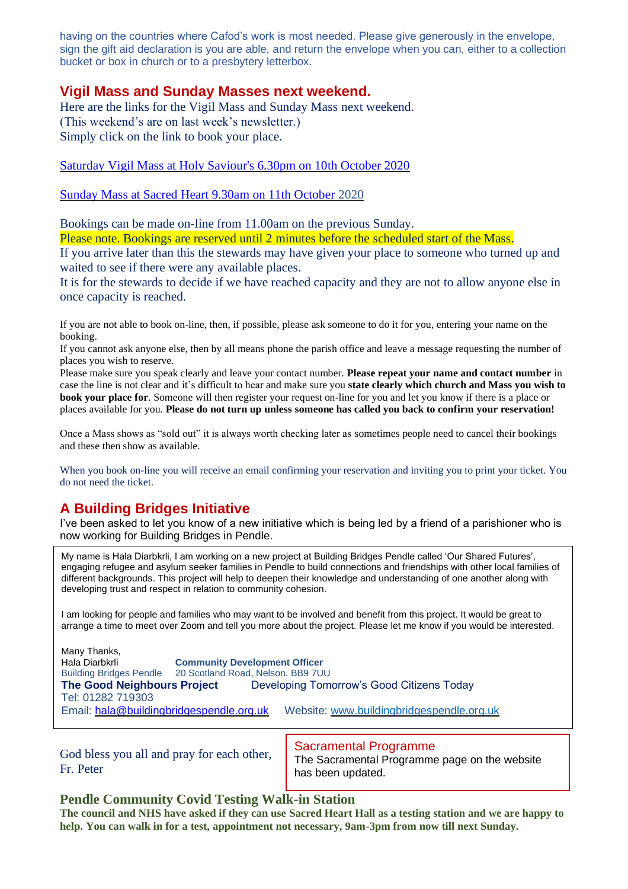having on the countries where Cafod's work is most needed. Please give generously in the envelope, sign the gift aid declaration is you are able, and return the envelope when you can, either to a collection bucket or box in church or to a presbytery letterbox.

## Vigil Mass and Sunday Masses next weekend.

Here are the links for the Vigil Mass and Sunday Mass next weekend.
(This weekend's are on last week's newsletter.)
Simply click on the link to book your place.

[Saturday Vigil Mass at Holy Saviour's 6.30pm on 10th October 2020]

[Sunday Mass at Sacred Heart 9.30am on 11th October 2020]

Bookings can be made on-line from 11.00am on the previous Sunday.
Please note. Bookings are reserved until 2 minutes before the scheduled start of the Mass.
If you arrive later than this the stewards may have given your place to someone who turned up and waited to see if there were any available places.
It is for the stewards to decide if we have reached capacity and they are not to allow anyone else in once capacity is reached.

If you are not able to book on-line, then, if possible, please ask someone to do it for you, entering your name on the booking.
If you cannot ask anyone else, then by all means phone the parish office and leave a message requesting the number of places you wish to reserve.
Please make sure you speak clearly and leave your contact number. **Please repeat your name and contact number** in case the line is not clear and it's difficult to hear and make sure you **state clearly which church and Mass you wish to book your place for**. Someone will then register your request on-line for you and let you know if there is a place or places available for you. **Please do not turn up unless someone has called you back to confirm your reservation!**

Once a Mass shows as "sold out" it is always worth checking later as sometimes people need to cancel their bookings and these then show as available.

When you book on-line you will receive an email confirming your reservation and inviting you to print your ticket. You do not need the ticket.

## A Building Bridges Initiative

I've been asked to let you know of a new initiative which is being led by a friend of a parishioner who is now working for Building Bridges in Pendle.

My name is Hala Diarbkrli, I am working on a new project at Building Bridges Pendle called 'Our Shared Futures', engaging refugee and asylum seeker families in Pendle to build connections and friendships with other local families of different backgrounds. This project will help to deepen their knowledge and understanding of one another along with developing trust and respect in relation to community cohesion.

I am looking for people and families who may want to be involved and benefit from this project. It would be great to arrange a time to meet over Zoom and tell you more about the project. Please let me know if you would be interested.

Many Thanks,
Hala Diarbkrli **Community Development Officer**
Building Bridges Pendle 20 Scotland Road, Nelson. BB9 7UU
**The Good Neighbours Project** Developing Tomorrow's Good Citizens Today
Tel: 01282 719303
Email: hala@buildingbridgespendle.org.uk Website: www.buildingbridgespendle.org.uk

God bless you all and pray for each other,
Fr. Peter

### Sacramental Programme

The Sacramental Programme page on the website has been updated.

## Pendle Community Covid Testing Walk-in Station

**The council and NHS have asked if they can use Sacred Heart Hall as a testing station and we are happy to help. You can walk in for a test, appointment not necessary, 9am-3pm from now till next Sunday.**